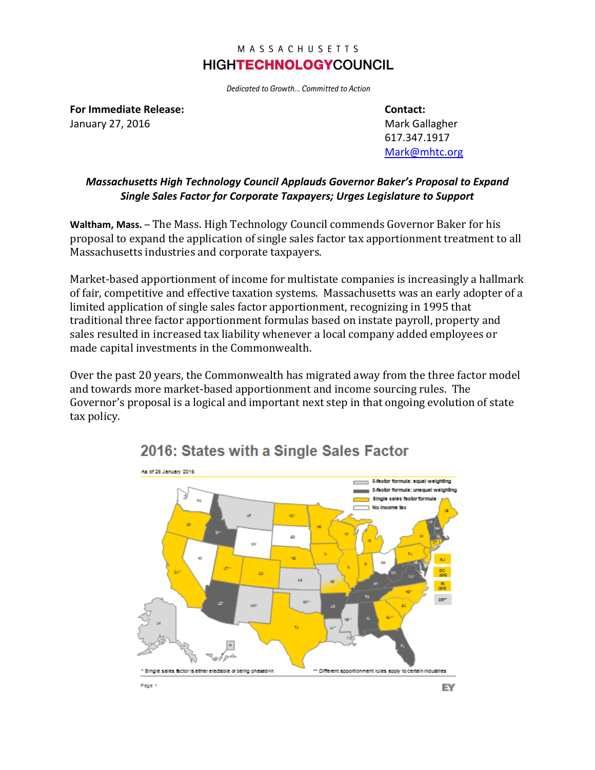MASSACHUSETTS
HIGHTECHNOLOGYCOUNCIL

*Dedicated to Growth... Committed to Action*

**For Immediate Release:**
January 27, 2016

**Contact:**
Mark Gallagher
617.347.1917
Mark@mhtc.org

***Massachusetts High Technology Council Applauds Governor Baker's Proposal to Expand Single Sales Factor for Corporate Taxpayers; Urges Legislature to Support***

**Waltham, Mass.** – The Mass. High Technology Council commends Governor Baker for his proposal to expand the application of single sales factor tax apportionment treatment to all Massachusetts industries and corporate taxpayers.

Market-based apportionment of income for multistate companies is increasingly a hallmark of fair, competitive and effective taxation systems. Massachusetts was an early adopter of a limited application of single sales factor apportionment, recognizing in 1995 that traditional three factor apportionment formulas based on instate payroll, property and sales resulted in increased tax liability whenever a local company added employees or made capital investments in the Commonwealth.

Over the past 20 years, the Commonwealth has migrated away from the three factor model and towards more market-based apportionment and income sourcing rules. The Governor's proposal is a logical and important next step in that ongoing evolution of state tax policy.

2016: States with a Single Sales Factor

As of 26 January 2016

3-factor formula: equal weighting
3-factor formula: unequal weighting
Single sales factor formula
No income tax

\* Single sales factor is either electable or being phased-in

\*\* Different apportionment rules apply to certain industries

Page 1

EY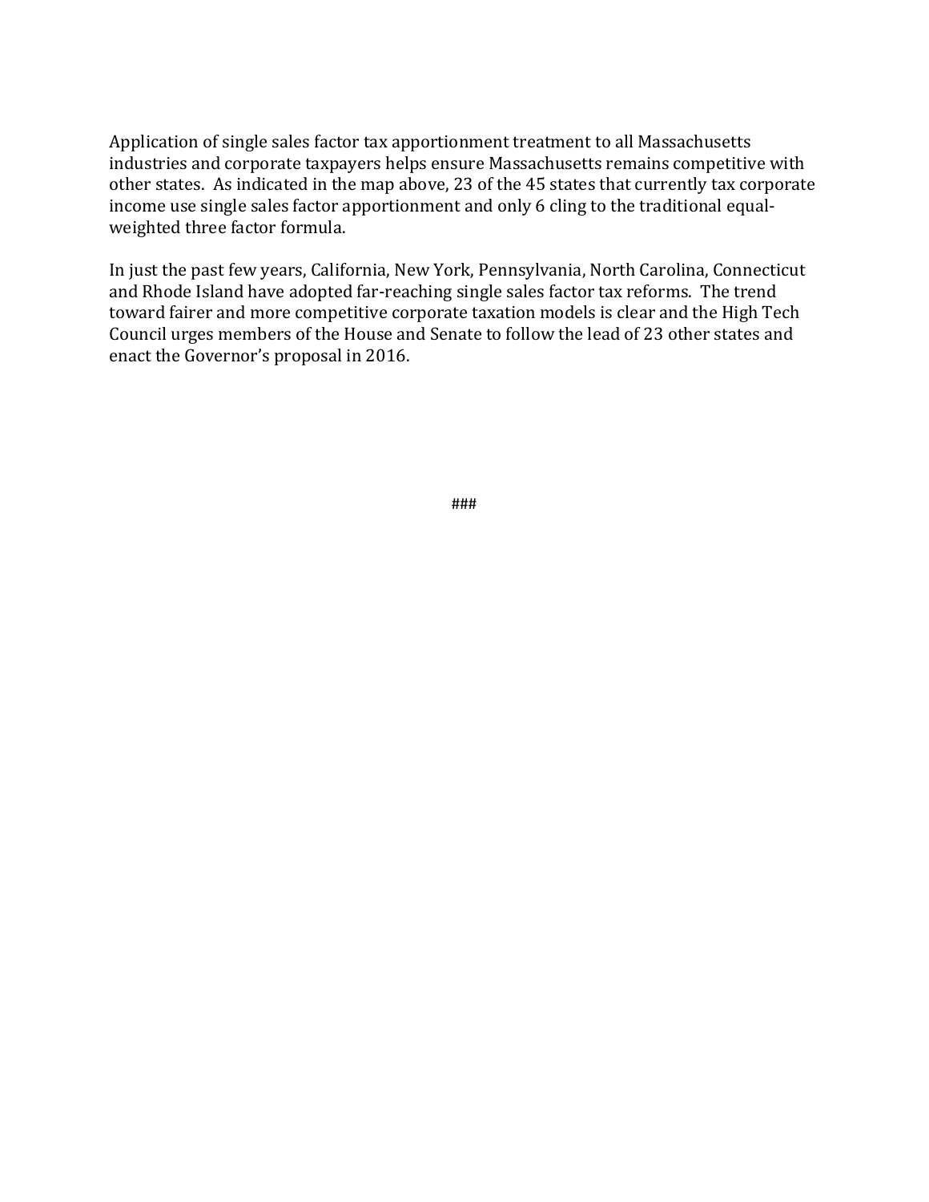Application of single sales factor tax apportionment treatment to all Massachusetts industries and corporate taxpayers helps ensure Massachusetts remains competitive with other states. As indicated in the map above, 23 of the 45 states that currently tax corporate income use single sales factor apportionment and only 6 cling to the traditional equal-weighted three factor formula.

In just the past few years, California, New York, Pennsylvania, North Carolina, Connecticut and Rhode Island have adopted far-reaching single sales factor tax reforms. The trend toward fairer and more competitive corporate taxation models is clear and the High Tech Council urges members of the House and Senate to follow the lead of 23 other states and enact the Governor's proposal in 2016.

###